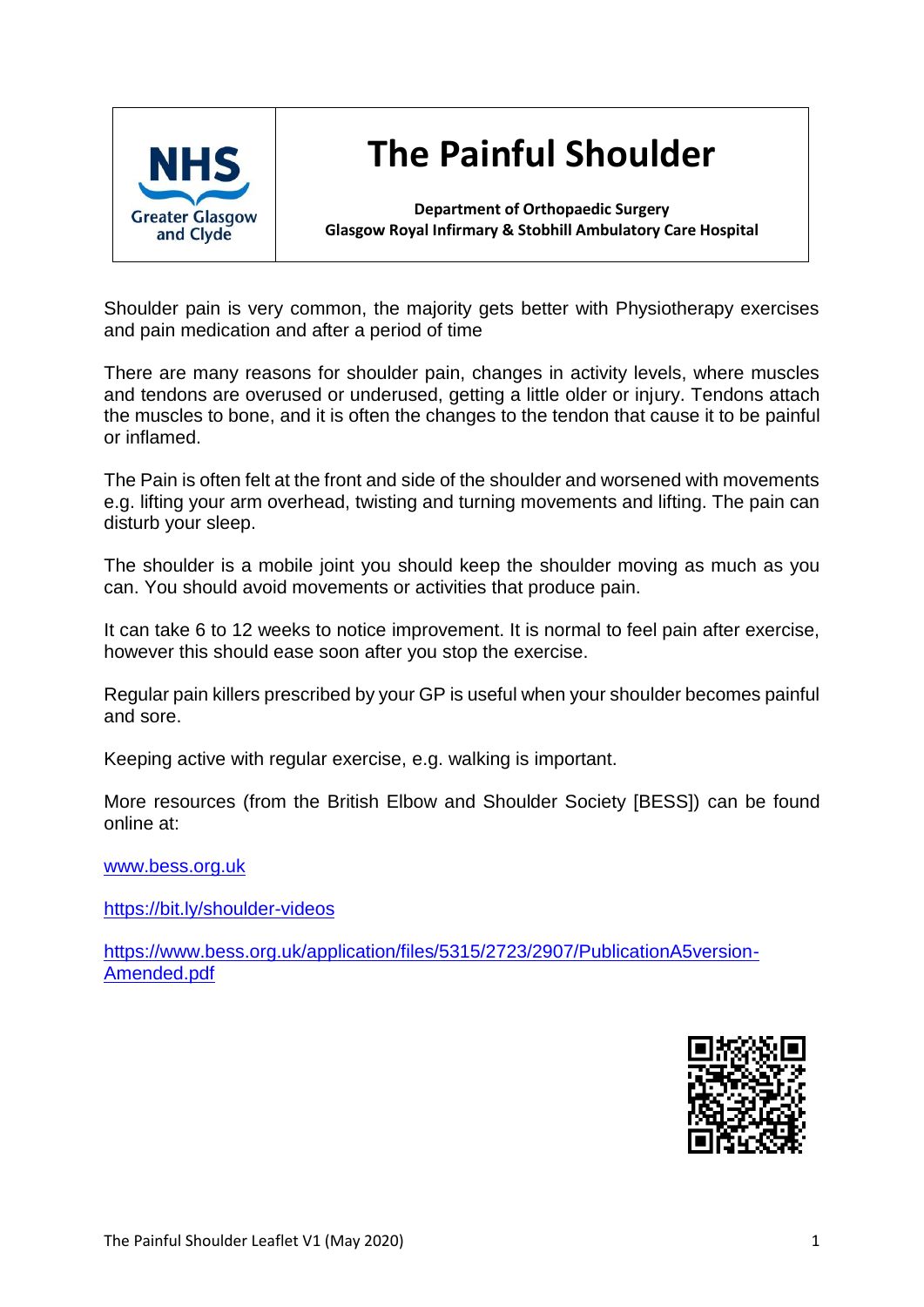NHS Greater Glasgow and Clyde

# The Painful Shoulder

**Department of Orthopaedic Surgery**
**Glasgow Royal Infirmary & Stobhill Ambulatory Care Hospital**

Shoulder pain is very common, the majority gets better with Physiotherapy exercises and pain medication and after a period of time

There are many reasons for shoulder pain, changes in activity levels, where muscles and tendons are overused or underused, getting a little older or injury. Tendons attach the muscles to bone, and it is often the changes to the tendon that cause it to be painful or inflamed.

The Pain is often felt at the front and side of the shoulder and worsened with movements e.g. lifting your arm overhead, twisting and turning movements and lifting. The pain can disturb your sleep.

The shoulder is a mobile joint you should keep the shoulder moving as much as you can. You should avoid movements or activities that produce pain.

It can take 6 to 12 weeks to notice improvement. It is normal to feel pain after exercise, however this should ease soon after you stop the exercise.

Regular pain killers prescribed by your GP is useful when your shoulder becomes painful and sore.

Keeping active with regular exercise, e.g. walking is important.

More resources (from the British Elbow and Shoulder Society [BESS]) can be found online at:

www.bess.org.uk

https://bit.ly/shoulder-videos

https://www.bess.org.uk/application/files/5315/2723/2907/PublicationA5version-Amended.pdf

The Painful Shoulder Leaflet V1 (May 2020)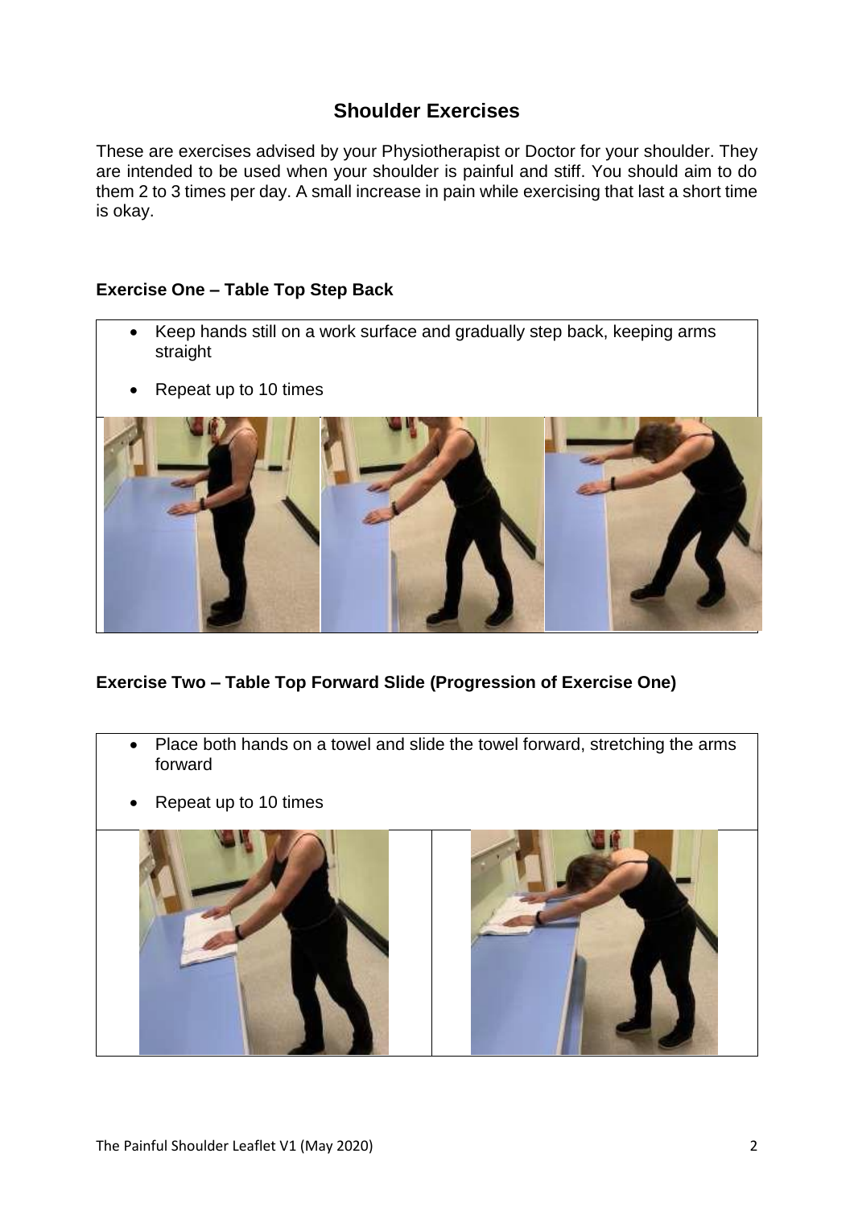## Shoulder Exercises

These are exercises advised by your Physiotherapist or Doctor for your shoulder. They are intended to be used when your shoulder is painful and stiff. You should aim to do them 2 to 3 times per day. A small increase in pain while exercising that last a short time is okay.

### Exercise One – Table Top Step Back

- Keep hands still on a work surface and gradually step back, keeping arms straight
- Repeat up to 10 times

### Exercise Two – Table Top Forward Slide (Progression of Exercise One)

- Place both hands on a towel and slide the towel forward, stretching the arms forward
- Repeat up to 10 times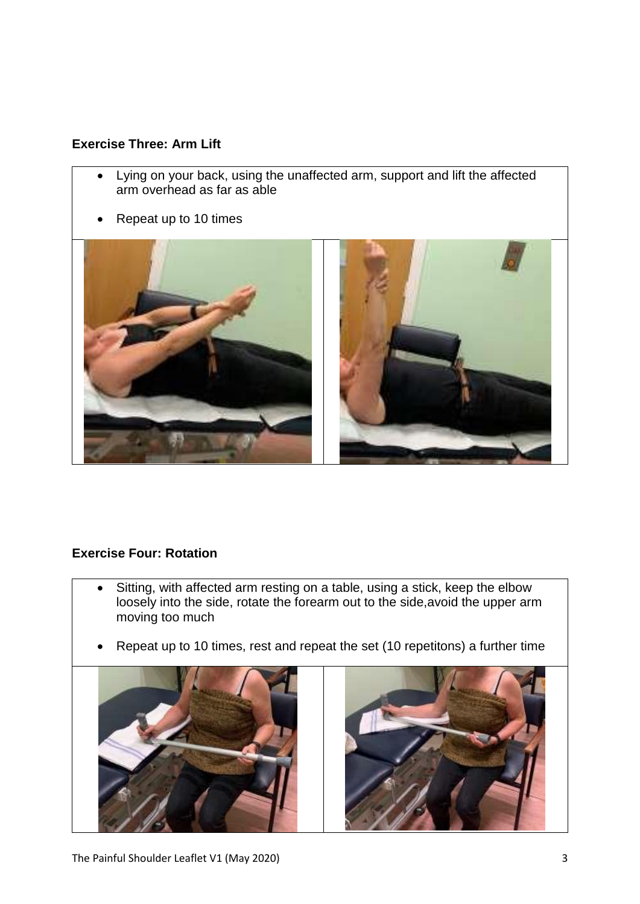**Exercise Three: Arm Lift**

- Lying on your back, using the unaffected arm, support and lift the affected arm overhead as far as able
- Repeat up to 10 times

**Exercise Four: Rotation**

- Sitting, with affected arm resting on a table, using a stick, keep the elbow loosely into the side, rotate the forearm out to the side,avoid the upper arm moving too much
- Repeat up to 10 times, rest and repeat the set (10 repetitons) a further time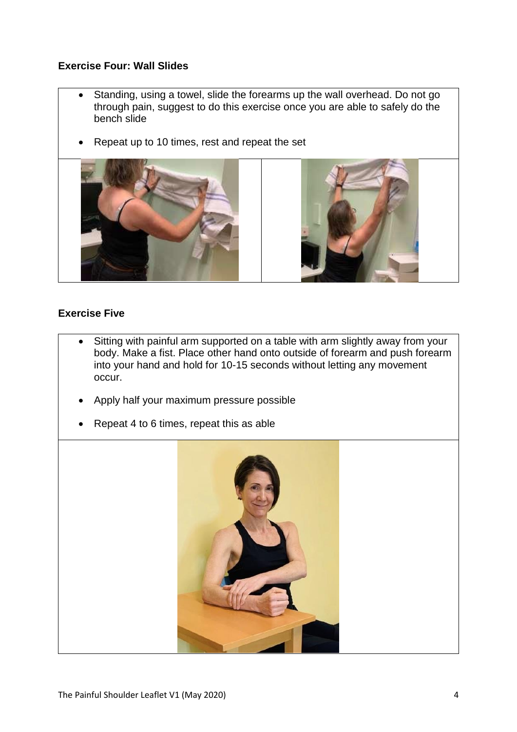**Exercise Four: Wall Slides**

- Standing, using a towel, slide the forearms up the wall overhead. Do not go through pain, suggest to do this exercise once you are able to safely do the bench slide
- Repeat up to 10 times, rest and repeat the set

**Exercise Five**

- Sitting with painful arm supported on a table with arm slightly away from your body. Make a fist. Place other hand onto outside of forearm and push forearm into your hand and hold for 10-15 seconds without letting any movement occur.
- Apply half your maximum pressure possible
- Repeat 4 to 6 times, repeat this as able